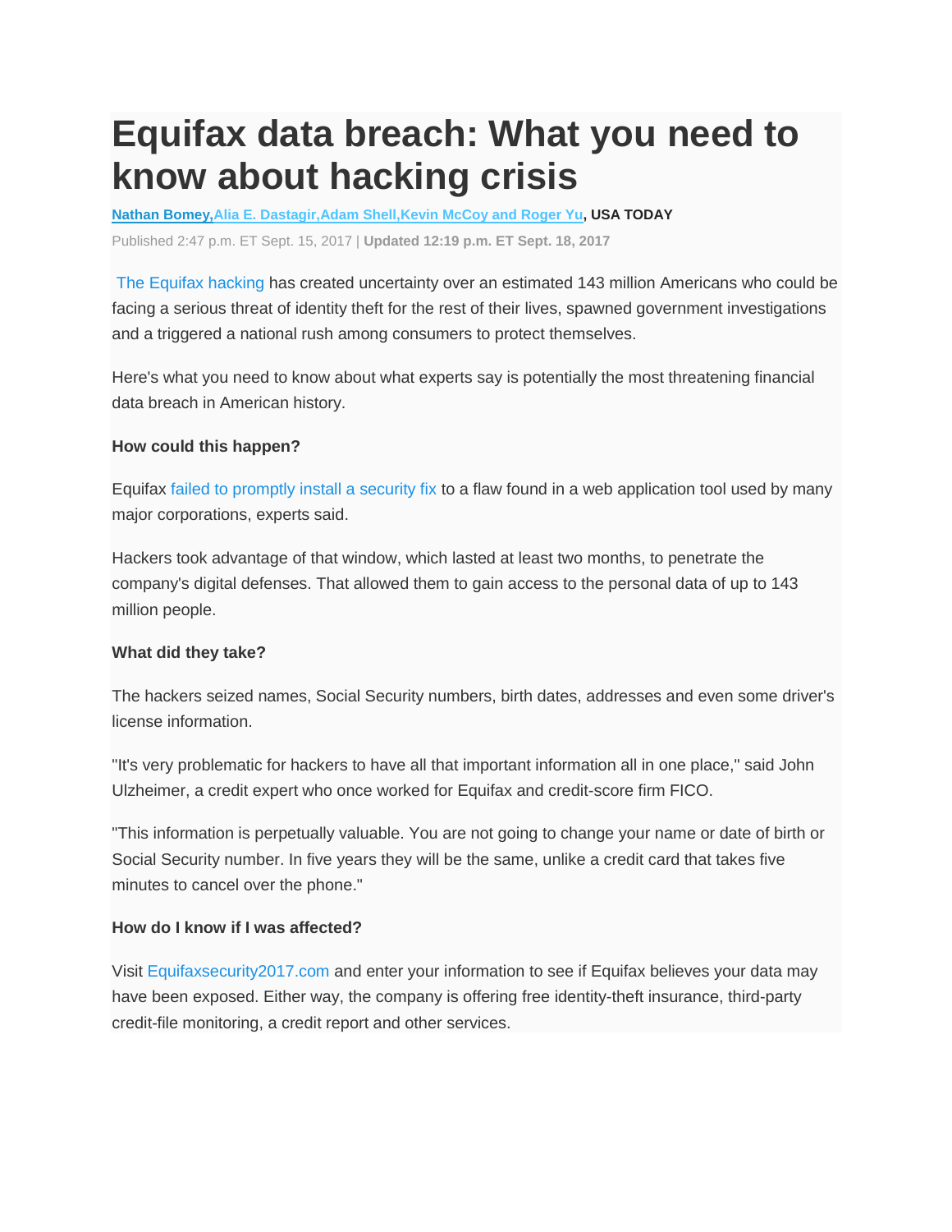# Equifax data breach: What you need to know about hacking crisis

**Nathan Bomey, Alia E. Dastagir, Adam Shell, Kevin McCoy and Roger Yu, USA TODAY**

Published 2:47 p.m. ET Sept. 15, 2017 | **Updated 12:19 p.m. ET Sept. 18, 2017**

The Equifax hacking has created uncertainty over an estimated 143 million Americans who could be facing a serious threat of identity theft for the rest of their lives, spawned government investigations and a triggered a national rush among consumers to protect themselves.

Here's what you need to know about what experts say is potentially the most threatening financial data breach in American history.

**How could this happen?**

Equifax failed to promptly install a security fix to a flaw found in a web application tool used by many major corporations, experts said.

Hackers took advantage of that window, which lasted at least two months, to penetrate the company's digital defenses. That allowed them to gain access to the personal data of up to 143 million people.

**What did they take?**

The hackers seized names, Social Security numbers, birth dates, addresses and even some driver's license information.

"It's very problematic for hackers to have all that important information all in one place," said John Ulzheimer, a credit expert who once worked for Equifax and credit-score firm FICO.

"This information is perpetually valuable. You are not going to change your name or date of birth or Social Security number. In five years they will be the same, unlike a credit card that takes five minutes to cancel over the phone."

**How do I know if I was affected?**

Visit Equifaxsecurity2017.com and enter your information to see if Equifax believes your data may have been exposed. Either way, the company is offering free identity-theft insurance, third-party credit-file monitoring, a credit report and other services.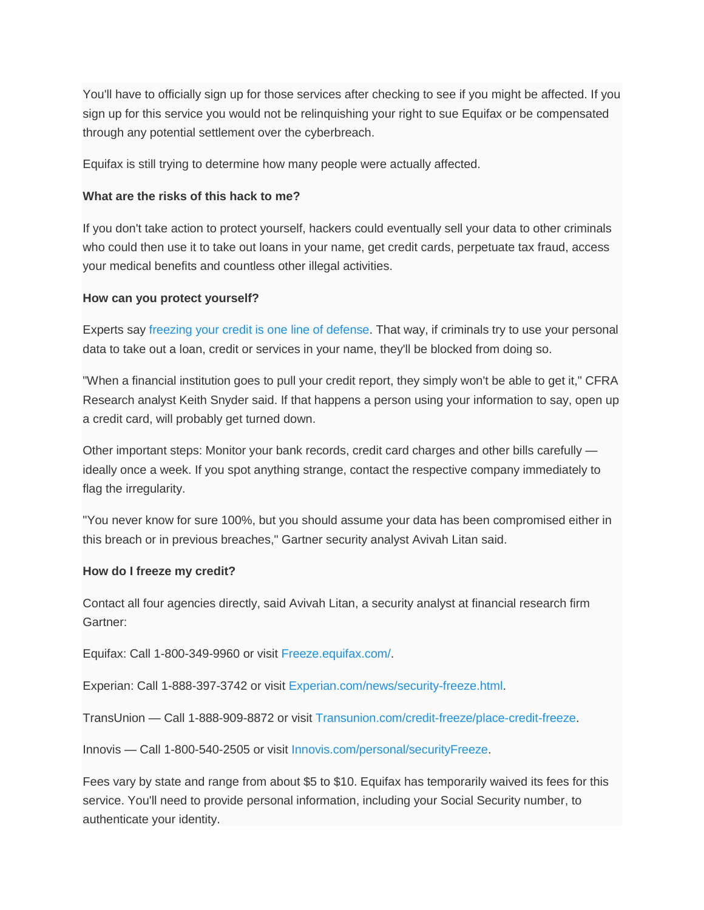You'll have to officially sign up for those services after checking to see if you might be affected. If you sign up for this service you would not be relinquishing your right to sue Equifax or be compensated through any potential settlement over the cyberbreach.

Equifax is still trying to determine how many people were actually affected.

**What are the risks of this hack to me?**

If you don't take action to protect yourself, hackers could eventually sell your data to other criminals who could then use it to take out loans in your name, get credit cards, perpetuate tax fraud, access your medical benefits and countless other illegal activities.

**How can you protect yourself?**

Experts say freezing your credit is one line of defense. That way, if criminals try to use your personal data to take out a loan, credit or services in your name, they'll be blocked from doing so.

"When a financial institution goes to pull your credit report, they simply won't be able to get it," CFRA Research analyst Keith Snyder said. If that happens a person using your information to say, open up a credit card, will probably get turned down.

Other important steps: Monitor your bank records, credit card charges and other bills carefully — ideally once a week. If you spot anything strange, contact the respective company immediately to flag the irregularity.

"You never know for sure 100%, but you should assume your data has been compromised either in this breach or in previous breaches," Gartner security analyst Avivah Litan said.

**How do I freeze my credit?**

Contact all four agencies directly, said Avivah Litan, a security analyst at financial research firm Gartner:

Equifax: Call 1-800-349-9960 or visit Freeze.equifax.com/.

Experian: Call 1-888-397-3742 or visit Experian.com/news/security-freeze.html.

TransUnion — Call 1-888-909-8872 or visit Transunion.com/credit-freeze/place-credit-freeze.

Innovis — Call 1-800-540-2505 or visit Innovis.com/personal/securityFreeze.

Fees vary by state and range from about $5 to $10. Equifax has temporarily waived its fees for this service. You'll need to provide personal information, including your Social Security number, to authenticate your identity.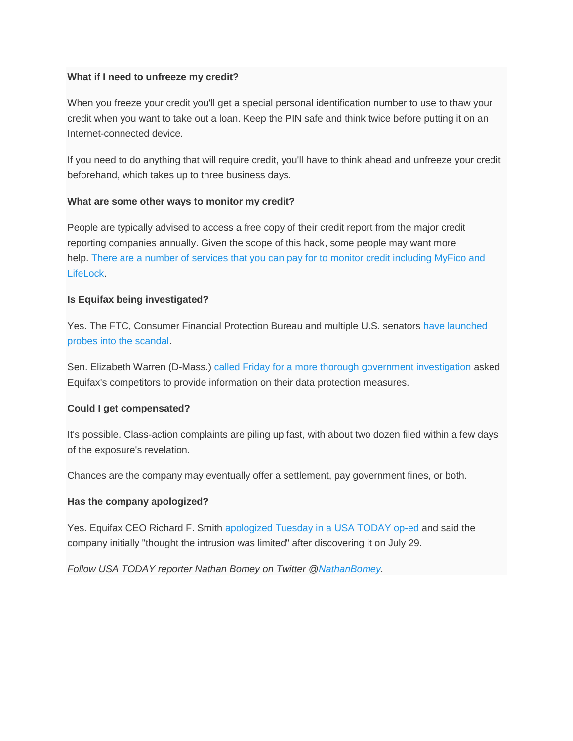**What if I need to unfreeze my credit?**

When you freeze your credit you'll get a special personal identification number to use to thaw your credit when you want to take out a loan. Keep the PIN safe and think twice before putting it on an Internet-connected device.

If you need to do anything that will require credit, you'll have to think ahead and unfreeze your credit beforehand, which takes up to three business days.

**What are some other ways to monitor my credit?**

People are typically advised to access a free copy of their credit report from the major credit reporting companies annually. Given the scope of this hack, some people may want more help. There are a number of services that you can pay for to monitor credit including MyFico and LifeLock.

**Is Equifax being investigated?**

Yes. The FTC, Consumer Financial Protection Bureau and multiple U.S. senators have launched probes into the scandal.

Sen. Elizabeth Warren (D-Mass.) called Friday for a more thorough government investigation asked Equifax's competitors to provide information on their data protection measures.

**Could I get compensated?**

It's possible. Class-action complaints are piling up fast, with about two dozen filed within a few days of the exposure's revelation.

Chances are the company may eventually offer a settlement, pay government fines, or both.

**Has the company apologized?**

Yes. Equifax CEO Richard F. Smith apologized Tuesday in a USA TODAY op-ed and said the company initially "thought the intrusion was limited" after discovering it on July 29.

*Follow USA TODAY reporter Nathan Bomey on Twitter @NathanBomey.*